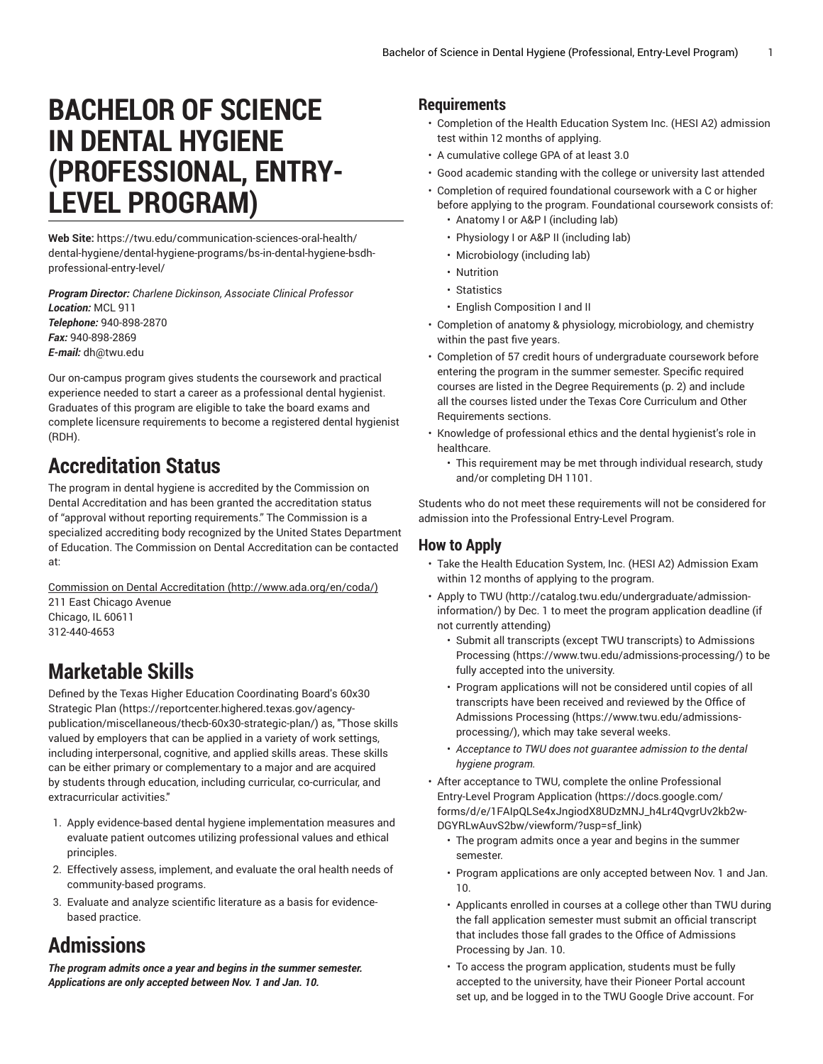# BACHELOR OF SCIENCE IN DENTAL HYGIENE (PROFESSIONAL, ENTRY-LEVEL PROGRAM)

**Web Site:** https://twu.edu/communication-sciences-oral-health/dental-hygiene/dental-hygiene-programs/bs-in-dental-hygiene-bsdh-professional-entry-level/

***Program Director:*** *Charlene Dickinson, Associate Clinical Professor*
***Location:*** MCL 911
***Telephone:*** 940-898-2870
***Fax:*** 940-898-2869
***E-mail:*** dh@twu.edu

Our on-campus program gives students the coursework and practical experience needed to start a career as a professional dental hygienist. Graduates of this program are eligible to take the board exams and complete licensure requirements to become a registered dental hygienist (RDH).

## Accreditation Status

The program in dental hygiene is accredited by the Commission on Dental Accreditation and has been granted the accreditation status of "approval without reporting requirements." The Commission is a specialized accrediting body recognized by the United States Department of Education. The Commission on Dental Accreditation can be contacted at:

Commission on Dental Accreditation (http://www.ada.org/en/coda/)
211 East Chicago Avenue
Chicago, IL 60611
312-440-4653

## Marketable Skills

Defined by the Texas Higher Education Coordinating Board's 60x30 Strategic Plan (https://reportcenter.highered.texas.gov/agency-publication/miscellaneous/thecb-60x30-strategic-plan/) as, "Those skills valued by employers that can be applied in a variety of work settings, including interpersonal, cognitive, and applied skills areas. These skills can be either primary or complementary to a major and are acquired by students through education, including curricular, co-curricular, and extracurricular activities."

1. Apply evidence-based dental hygiene implementation measures and evaluate patient outcomes utilizing professional values and ethical principles.
2. Effectively assess, implement, and evaluate the oral health needs of community-based programs.
3. Evaluate and analyze scientific literature as a basis for evidence-based practice.

## Admissions

***The program admits once a year and begins in the summer semester. Applications are only accepted between Nov. 1 and Jan. 10.***

### Requirements

- Completion of the Health Education System Inc. (HESI A2) admission test within 12 months of applying.
- A cumulative college GPA of at least 3.0
- Good academic standing with the college or university last attended
- Completion of required foundational coursework with a C or higher before applying to the program. Foundational coursework consists of:
  - Anatomy I or A&P I (including lab)
  - Physiology I or A&P II (including lab)
  - Microbiology (including lab)
  - Nutrition
  - Statistics
  - English Composition I and II
- Completion of anatomy & physiology, microbiology, and chemistry within the past five years.
- Completion of 57 credit hours of undergraduate coursework before entering the program in the summer semester. Specific required courses are listed in the Degree Requirements (p. 2) and include all the courses listed under the Texas Core Curriculum and Other Requirements sections.
- Knowledge of professional ethics and the dental hygienist's role in healthcare.
  - This requirement may be met through individual research, study and/or completing DH 1101.

Students who do not meet these requirements will not be considered for admission into the Professional Entry-Level Program.

### How to Apply

- Take the Health Education System, Inc. (HESI A2) Admission Exam within 12 months of applying to the program.
- Apply to TWU (http://catalog.twu.edu/undergraduate/admission-information/) by Dec. 1 to meet the program application deadline (if not currently attending)
  - Submit all transcripts (except TWU transcripts) to Admissions Processing (https://www.twu.edu/admissions-processing/) to be fully accepted into the university.
  - Program applications will not be considered until copies of all transcripts have been received and reviewed by the Office of Admissions Processing (https://www.twu.edu/admissions-processing/), which may take several weeks.
  - *Acceptance to TWU does not guarantee admission to the dental hygiene program.*
- After acceptance to TWU, complete the online Professional Entry-Level Program Application (https://docs.google.com/forms/d/e/1FAIpQLSe4xJngiodX8UDzMNJ_h4Lr4QvgrUv2kb2w-DGYRLwAuvS2bw/viewform/?usp=sf_link)
  - The program admits once a year and begins in the summer semester.
  - Program applications are only accepted between Nov. 1 and Jan. 10.
  - Applicants enrolled in courses at a college other than TWU during the fall application semester must submit an official transcript that includes those fall grades to the Office of Admissions Processing by Jan. 10.
  - To access the program application, students must be fully accepted to the university, have their Pioneer Portal account set up, and be logged in to the TWU Google Drive account. For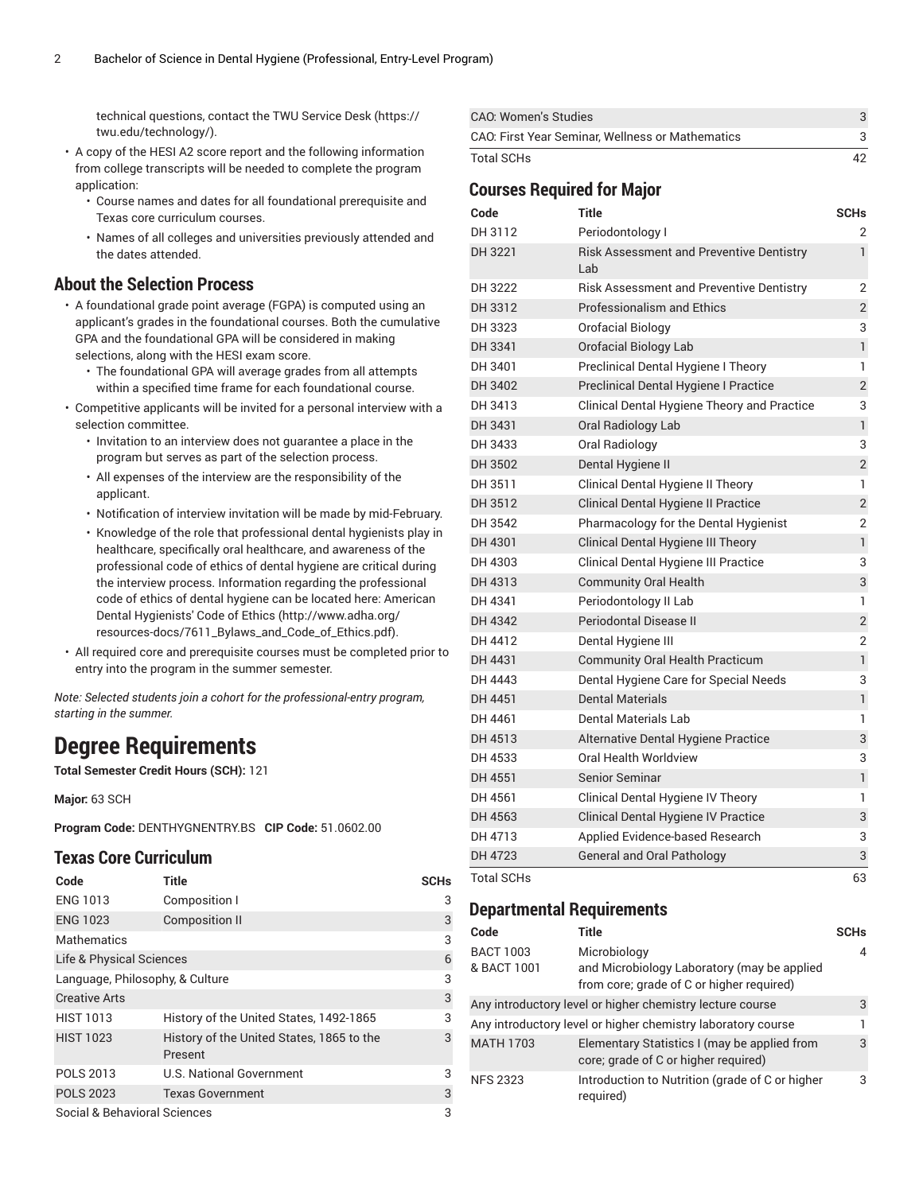technical questions, contact the TWU Service Desk (https://twu.edu/technology/).

- A copy of the HESI A2 score report and the following information from college transcripts will be needed to complete the program application:
  - Course names and dates for all foundational prerequisite and Texas core curriculum courses.
  - Names of all colleges and universities previously attended and the dates attended.

## About the Selection Process

- A foundational grade point average (FGPA) is computed using an applicant's grades in the foundational courses. Both the cumulative GPA and the foundational GPA will be considered in making selections, along with the HESI exam score.
  - The foundational GPA will average grades from all attempts within a specified time frame for each foundational course.
- Competitive applicants will be invited for a personal interview with a selection committee.
  - Invitation to an interview does not guarantee a place in the program but serves as part of the selection process.
  - All expenses of the interview are the responsibility of the applicant.
  - Notification of interview invitation will be made by mid-February.
  - Knowledge of the role that professional dental hygienists play in healthcare, specifically oral healthcare, and awareness of the professional code of ethics of dental hygiene are critical during the interview process. Information regarding the professional code of ethics of dental hygiene can be located here: American Dental Hygienists' Code of Ethics (http://www.adha.org/resources-docs/7611_Bylaws_and_Code_of_Ethics.pdf).
- All required core and prerequisite courses must be completed prior to entry into the program in the summer semester.

*Note: Selected students join a cohort for the professional-entry program, starting in the summer.*

# Degree Requirements

**Total Semester Credit Hours (SCH):** 121

**Major:** 63 SCH

**Program Code:** DENTHYGNENTRY.BS **CIP Code:** 51.0602.00

## Texas Core Curriculum

| Code | Title | SCHs |
|---|---|---|
| ENG 1013 | Composition I | 3 |
| ENG 1023 | Composition II | 3 |
| Mathematics | | 3 |
| Life & Physical Sciences | | 6 |
| Language, Philosophy, & Culture | | 3 |
| Creative Arts | | 3 |
| HIST 1013 | History of the United States, 1492-1865 | 3 |
| HIST 1023 | History of the United States, 1865 to the Present | 3 |
| POLS 2013 | U.S. National Government | 3 |
| POLS 2023 | Texas Government | 3 |
| Social & Behavioral Sciences | | 3 |
| CAO: Women's Studies | | 3 |
| CAO: First Year Seminar, Wellness or Mathematics | | 3 |
| Total SCHs | | 42 |

## Courses Required for Major

| Code | Title | SCHs |
|---|---|---|
| DH 3112 | Periodontology I | 2 |
| DH 3221 | Risk Assessment and Preventive Dentistry Lab | 1 |
| DH 3222 | Risk Assessment and Preventive Dentistry | 2 |
| DH 3312 | Professionalism and Ethics | 2 |
| DH 3323 | Orofacial Biology | 3 |
| DH 3341 | Orofacial Biology Lab | 1 |
| DH 3401 | Preclinical Dental Hygiene I Theory | 1 |
| DH 3402 | Preclinical Dental Hygiene I Practice | 2 |
| DH 3413 | Clinical Dental Hygiene Theory and Practice | 3 |
| DH 3431 | Oral Radiology Lab | 1 |
| DH 3433 | Oral Radiology | 3 |
| DH 3502 | Dental Hygiene II | 2 |
| DH 3511 | Clinical Dental Hygiene II Theory | 1 |
| DH 3512 | Clinical Dental Hygiene II Practice | 2 |
| DH 3542 | Pharmacology for the Dental Hygienist | 2 |
| DH 4301 | Clinical Dental Hygiene III Theory | 1 |
| DH 4303 | Clinical Dental Hygiene III Practice | 3 |
| DH 4313 | Community Oral Health | 3 |
| DH 4341 | Periodontology II Lab | 1 |
| DH 4342 | Periodontal Disease II | 2 |
| DH 4412 | Dental Hygiene III | 2 |
| DH 4431 | Community Oral Health Practicum | 1 |
| DH 4443 | Dental Hygiene Care for Special Needs | 3 |
| DH 4451 | Dental Materials | 1 |
| DH 4461 | Dental Materials Lab | 1 |
| DH 4513 | Alternative Dental Hygiene Practice | 3 |
| DH 4533 | Oral Health Worldview | 3 |
| DH 4551 | Senior Seminar | 1 |
| DH 4561 | Clinical Dental Hygiene IV Theory | 1 |
| DH 4563 | Clinical Dental Hygiene IV Practice | 3 |
| DH 4713 | Applied Evidence-based Research | 3 |
| DH 4723 | General and Oral Pathology | 3 |
| Total SCHs | | 63 |

## Departmental Requirements

| Code | Title | SCHs |
|---|---|---|
| BACT 1003 & BACT 1001 | Microbiology and Microbiology Laboratory (may be applied from core; grade of C or higher required) | 4 |
| Any introductory level or higher chemistry lecture course | | 3 |
| Any introductory level or higher chemistry laboratory course | | 1 |
| MATH 1703 | Elementary Statistics I (may be applied from core; grade of C or higher required) | 3 |
| NFS 2323 | Introduction to Nutrition (grade of C or higher required) | 3 |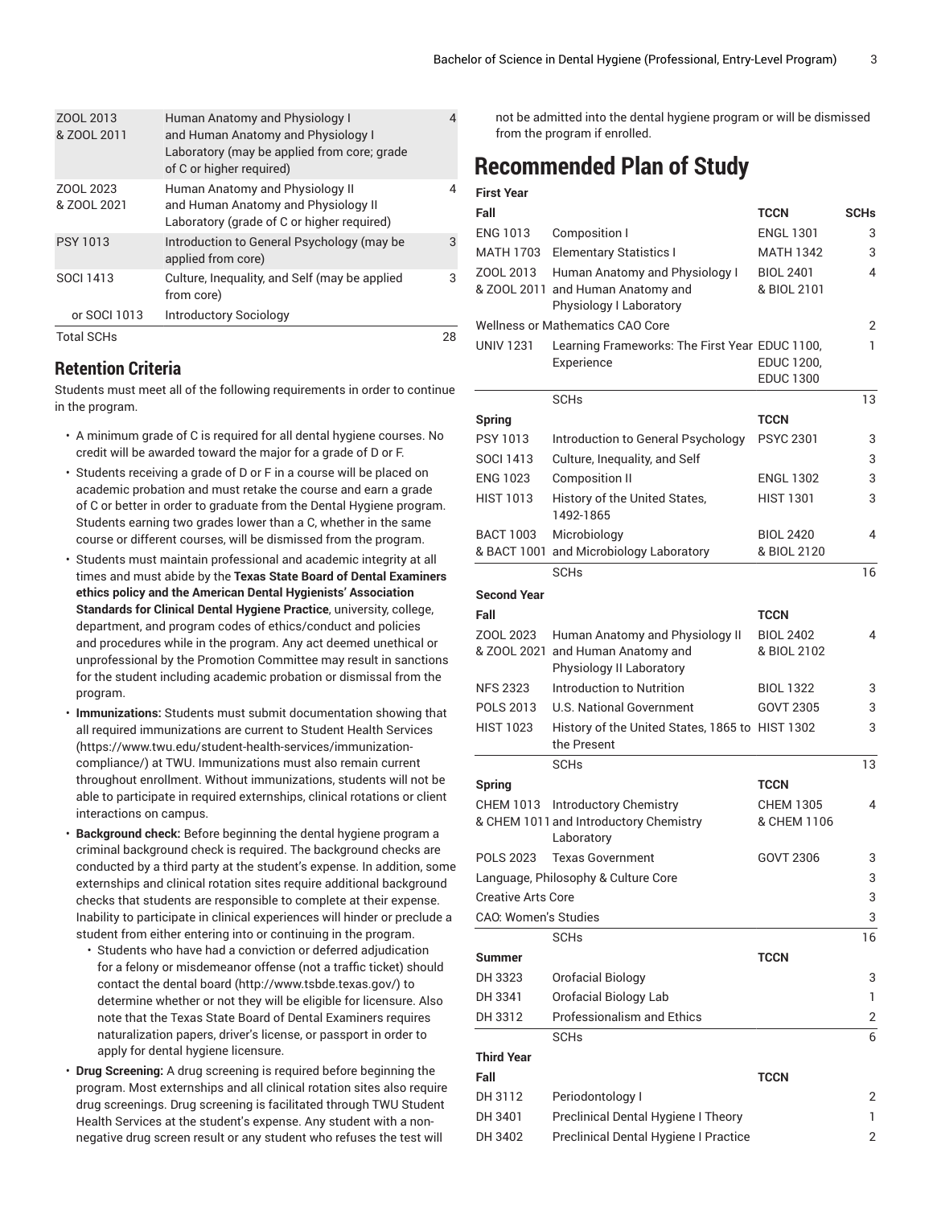| | | |
|---|---|---|
| ZOOL 2013 & ZOOL 2011 | Human Anatomy and Physiology I and Human Anatomy and Physiology I Laboratory (may be applied from core; grade of C or higher required) | 4 |
| ZOOL 2023 & ZOOL 2021 | Human Anatomy and Physiology II and Human Anatomy and Physiology II Laboratory (grade of C or higher required) | 4 |
| PSY 1013 | Introduction to General Psychology (may be applied from core) | 3 |
| SOCI 1413 | Culture, Inequality, and Self (may be applied from core) | 3 |
| or SOCI 1013 | Introductory Sociology | |
| Total SCHs | | 28 |

## Retention Criteria

Students must meet all of the following requirements in order to continue in the program.

- A minimum grade of C is required for all dental hygiene courses. No credit will be awarded toward the major for a grade of D or F.
- Students receiving a grade of D or F in a course will be placed on academic probation and must retake the course and earn a grade of C or better in order to graduate from the Dental Hygiene program. Students earning two grades lower than a C, whether in the same course or different courses, will be dismissed from the program.
- Students must maintain professional and academic integrity at all times and must abide by the **Texas State Board of Dental Examiners ethics policy and the American Dental Hygienists' Association Standards for Clinical Dental Hygiene Practice**, university, college, department, and program codes of ethics/conduct and policies and procedures while in the program. Any act deemed unethical or unprofessional by the Promotion Committee may result in sanctions for the student including academic probation or dismissal from the program.
- **Immunizations:** Students must submit documentation showing that all required immunizations are current to Student Health Services (https://www.twu.edu/student-health-services/immunization-compliance/) at TWU. Immunizations must also remain current throughout enrollment. Without immunizations, students will not be able to participate in required externships, clinical rotations or client interactions on campus.
- **Background check:** Before beginning the dental hygiene program a criminal background check is required. The background checks are conducted by a third party at the student's expense. In addition, some externships and clinical rotation sites require additional background checks that students are responsible to complete at their expense. Inability to participate in clinical experiences will hinder or preclude a student from either entering into or continuing in the program.
  - Students who have had a conviction or deferred adjudication for a felony or misdemeanor offense (not a traffic ticket) should contact the dental board (http://www.tsbde.texas.gov/) to determine whether or not they will be eligible for licensure. Also note that the Texas State Board of Dental Examiners requires naturalization papers, driver's license, or passport in order to apply for dental hygiene licensure.
- **Drug Screening:** A drug screening is required before beginning the program. Most externships and all clinical rotation sites also require drug screenings. Drug screening is facilitated through TWU Student Health Services at the student's expense. Any student with a non-negative drug screen result or any student who refuses the test will not be admitted into the dental hygiene program or will be dismissed from the program if enrolled.

# Recommended Plan of Study

| First Year | | | |
|---|---|---|---|
| **Fall** | | **TCCN** | **SCHs** |
| ENG 1013 | Composition I | ENGL 1301 | 3 |
| MATH 1703 | Elementary Statistics I | MATH 1342 | 3 |
| ZOOL 2013 & ZOOL 2011 | Human Anatomy and Physiology I and Human Anatomy and Physiology I Laboratory | BIOL 2401 & BIOL 2101 | 4 |
| Wellness or Mathematics CAO Core | | | 2 |
| UNIV 1231 | Learning Frameworks: The First Year Experience | EDUC 1100, EDUC 1200, EDUC 1300 | 1 |
| | SCHs | | 13 |
| **Spring** | | **TCCN** | |
| PSY 1013 | Introduction to General Psychology | PSYC 2301 | 3 |
| SOCI 1413 | Culture, Inequality, and Self | | 3 |
| ENG 1023 | Composition II | ENGL 1302 | 3 |
| HIST 1013 | History of the United States, 1492-1865 | HIST 1301 | 3 |
| BACT 1003 & BACT 1001 | Microbiology and Microbiology Laboratory | BIOL 2420 & BIOL 2120 | 4 |
| | SCHs | | 16 |
| **Second Year** | | | |
| **Fall** | | **TCCN** | |
| ZOOL 2023 & ZOOL 2021 | Human Anatomy and Physiology II and Human Anatomy and Physiology II Laboratory | BIOL 2402 & BIOL 2102 | 4 |
| NFS 2323 | Introduction to Nutrition | BIOL 1322 | 3 |
| POLS 2013 | U.S. National Government | GOVT 2305 | 3 |
| HIST 1023 | History of the United States, 1865 to the Present | HIST 1302 | 3 |
| | SCHs | | 13 |
| **Spring** | | **TCCN** | |
| CHEM 1013 & CHEM 1011 | Introductory Chemistry and Introductory Chemistry Laboratory | CHEM 1305 & CHEM 1106 | 4 |
| POLS 2023 | Texas Government | GOVT 2306 | 3 |
| Language, Philosophy & Culture Core | | | 3 |
| Creative Arts Core | | | 3 |
| CAO: Women's Studies | | | 3 |
| | SCHs | | 16 |
| **Summer** | | **TCCN** | |
| DH 3323 | Orofacial Biology | | 3 |
| DH 3341 | Orofacial Biology Lab | | 1 |
| DH 3312 | Professionalism and Ethics | | 2 |
| | SCHs | | 6 |
| **Third Year** | | | |
| **Fall** | | **TCCN** | |
| DH 3112 | Periodontology I | | 2 |
| DH 3401 | Preclinical Dental Hygiene I Theory | | 1 |
| DH 3402 | Preclinical Dental Hygiene I Practice | | 2 |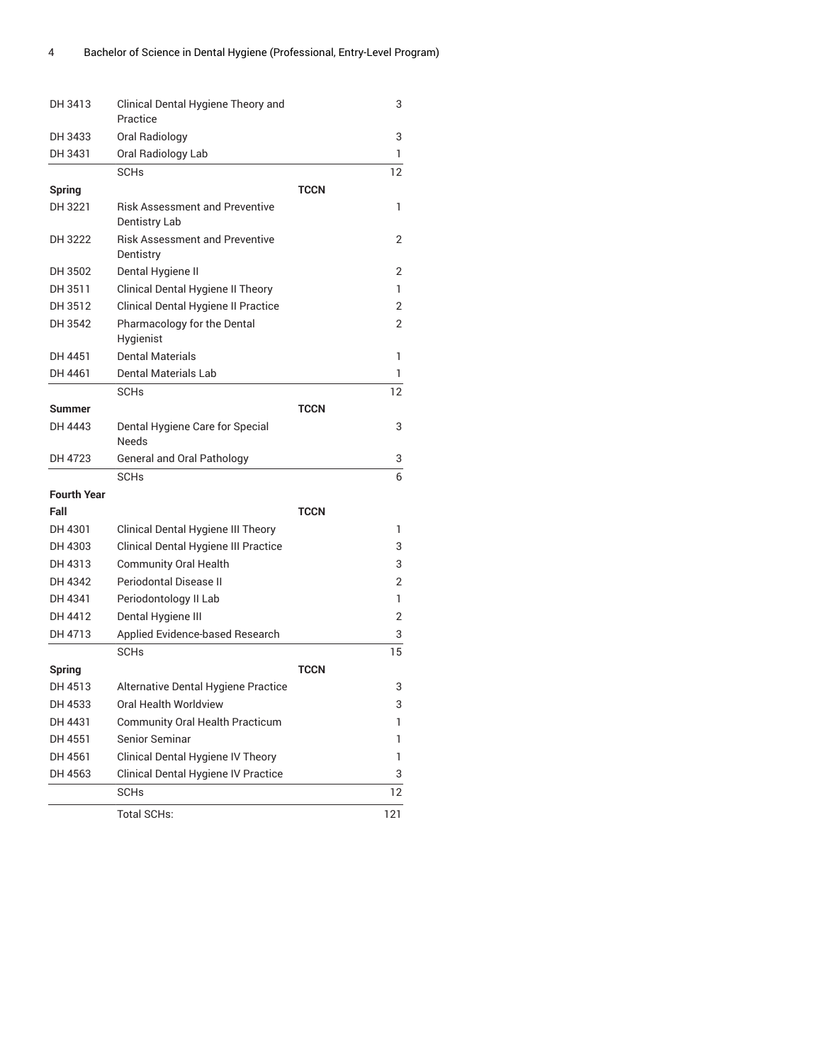| | | | |
|---|---|---|---|
| DH 3413 | Clinical Dental Hygiene Theory and Practice | | 3 |
| DH 3433 | Oral Radiology | | 3 |
| DH 3431 | Oral Radiology Lab | | 1 |
| | SCHs | | 12 |
| **Spring** | | **TCCN** | |
| DH 3221 | Risk Assessment and Preventive Dentistry Lab | | 1 |
| DH 3222 | Risk Assessment and Preventive Dentistry | | 2 |
| DH 3502 | Dental Hygiene II | | 2 |
| DH 3511 | Clinical Dental Hygiene II Theory | | 1 |
| DH 3512 | Clinical Dental Hygiene II Practice | | 2 |
| DH 3542 | Pharmacology for the Dental Hygienist | | 2 |
| DH 4451 | Dental Materials | | 1 |
| DH 4461 | Dental Materials Lab | | 1 |
| | SCHs | | 12 |
| **Summer** | | **TCCN** | |
| DH 4443 | Dental Hygiene Care for Special Needs | | 3 |
| DH 4723 | General and Oral Pathology | | 3 |
| | SCHs | | 6 |
| **Fourth Year** | | | |
| **Fall** | | **TCCN** | |
| DH 4301 | Clinical Dental Hygiene III Theory | | 1 |
| DH 4303 | Clinical Dental Hygiene III Practice | | 3 |
| DH 4313 | Community Oral Health | | 3 |
| DH 4342 | Periodontal Disease II | | 2 |
| DH 4341 | Periodontology II Lab | | 1 |
| DH 4412 | Dental Hygiene III | | 2 |
| DH 4713 | Applied Evidence-based Research | | 3 |
| | SCHs | | 15 |
| **Spring** | | **TCCN** | |
| DH 4513 | Alternative Dental Hygiene Practice | | 3 |
| DH 4533 | Oral Health Worldview | | 3 |
| DH 4431 | Community Oral Health Practicum | | 1 |
| DH 4551 | Senior Seminar | | 1 |
| DH 4561 | Clinical Dental Hygiene IV Theory | | 1 |
| DH 4563 | Clinical Dental Hygiene IV Practice | | 3 |
| | SCHs | | 12 |
| | Total SCHs: | | 121 |